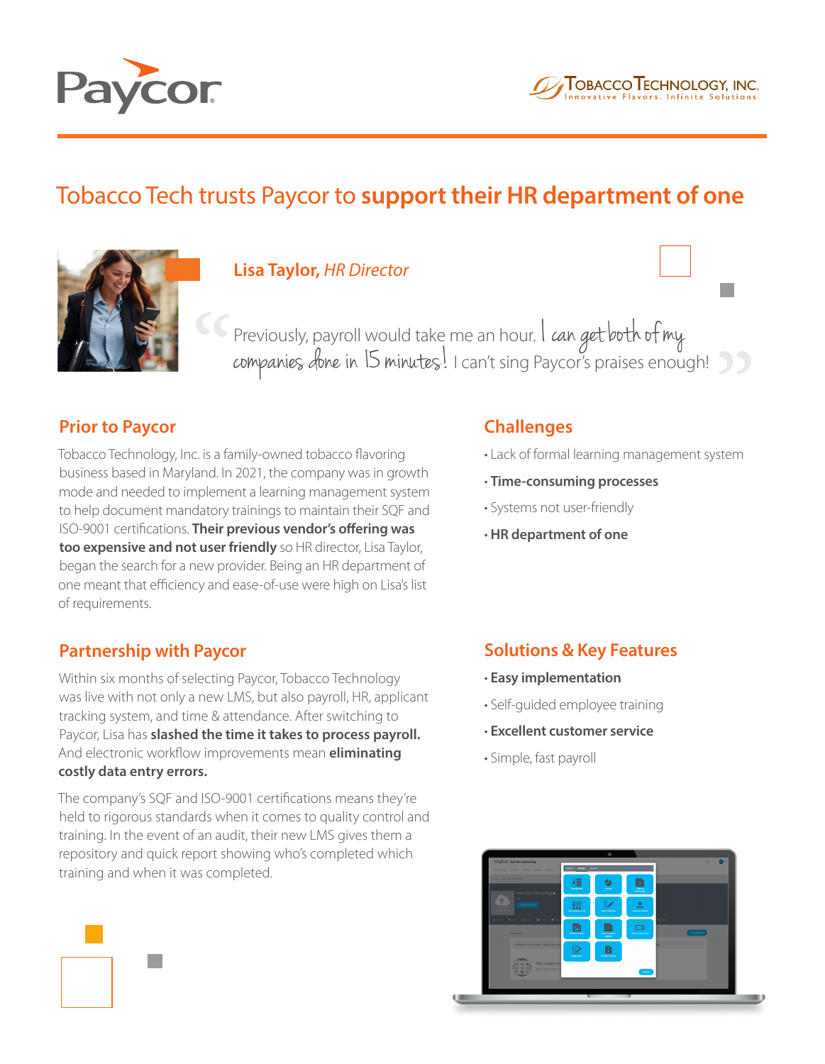Paycor

Tobacco Technology, Inc.
Innovative Flavors. Infinite Solutions.

# Tobacco Tech trusts Paycor to **support their HR department of one**

**Lisa Taylor,** *HR Director*

> "Previously, payroll would take me an hour. I can get both of my companies done in 15 minutes! I can't sing Paycor's praises enough!"

## Prior to Paycor

Tobacco Technology, Inc. is a family-owned tobacco flavoring business based in Maryland. In 2021, the company was in growth mode and needed to implement a learning management system to help document mandatory trainings to maintain their SQF and ISO-9001 certifications. **Their previous vendor's offering was too expensive and not user friendly** so HR director, Lisa Taylor, began the search for a new provider. Being an HR department of one meant that efficiency and ease-of-use were high on Lisa's list of requirements.

## Challenges

- Lack of formal learning management system
- **Time-consuming processes**
- Systems not user-friendly
- **HR department of one**

## Partnership with Paycor

Within six months of selecting Paycor, Tobacco Technology was live with not only a new LMS, but also payroll, HR, applicant tracking system, and time & attendance. After switching to Paycor, Lisa has **slashed the time it takes to process payroll.** And electronic workflow improvements mean **eliminating costly data entry errors.**

The company's SQF and ISO-9001 certifications means they're held to rigorous standards when it comes to quality control and training. In the event of an audit, their new LMS gives them a repository and quick report showing who's completed which training and when it was completed.

## Solutions & Key Features

- **Easy implementation**
- Self-guided employee training
- **Excellent customer service**
- Simple, fast payroll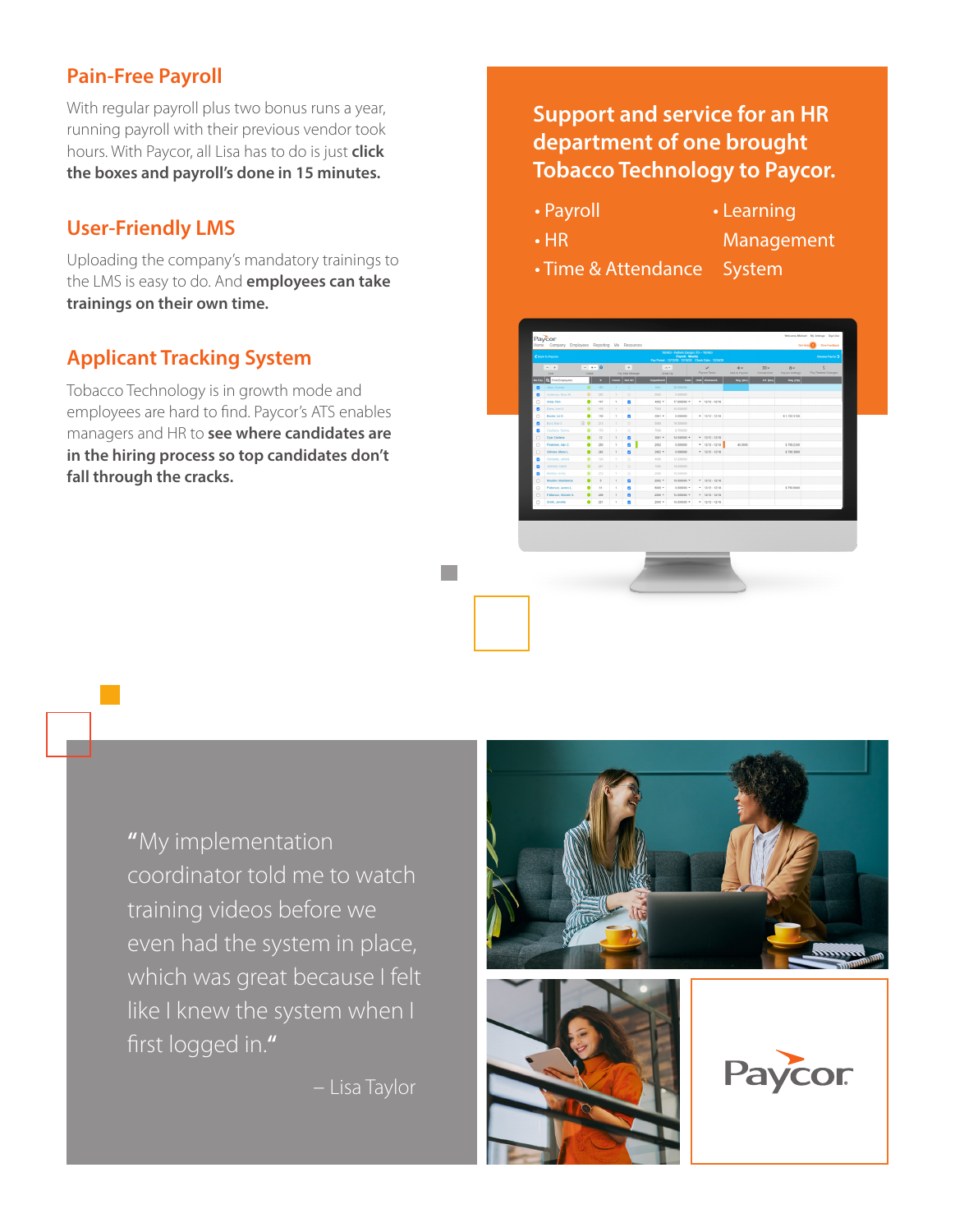## Pain-Free Payroll

With regular payroll plus two bonus runs a year, running payroll with their previous vendor took hours. With Paycor, all Lisa has to do is just **click the boxes and payroll's done in 15 minutes.**

## User-Friendly LMS

Uploading the company's mandatory trainings to the LMS is easy to do. And **employees can take trainings on their own time.**

## Applicant Tracking System

Tobacco Technology is in growth mode and employees are hard to find. Paycor's ATS enables managers and HR to **see where candidates are in the hiring process so top candidates don't fall through the cracks.**

## Support and service for an HR department of one brought Tobacco Technology to Paycor.

- Payroll
- HR
- Time & Attendance
- Learning Management System

"My implementation coordinator told me to watch training videos before we even had the system in place, which was great because I felt like I knew the system when I first logged in."

– Lisa Taylor

Paycor